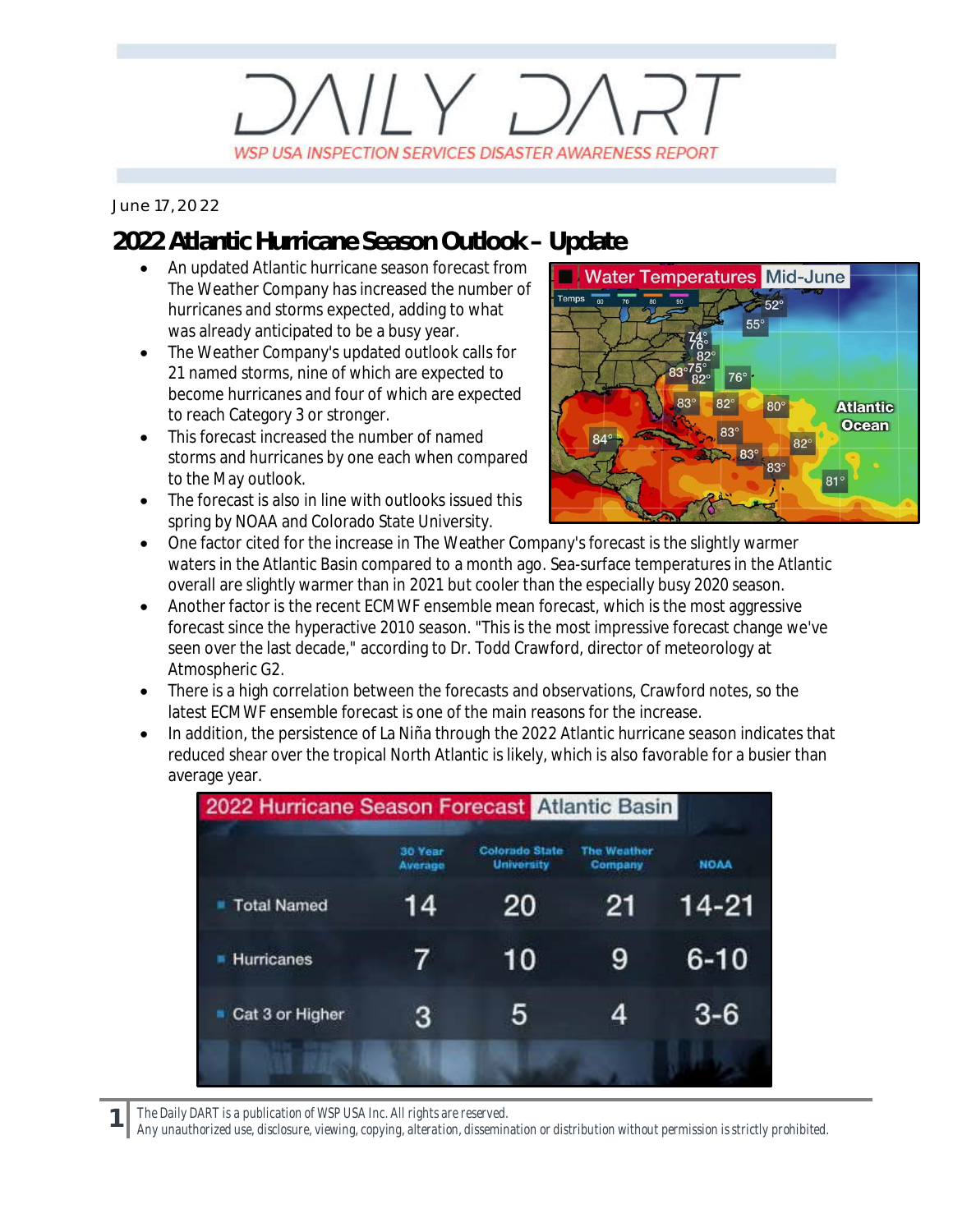// DAILY DART

WSP USA INSPECTION SERVICES DISASTER AWARENESS REPORT

June 17, 2022

# 2022 Atlantic Hurricane Season Outlook – Update

- An updated Atlantic hurricane season forecast from The Weather Company has increased the number of hurricanes and storms expected, adding to what was already anticipated to be a busy year.
- The Weather Company's updated outlook calls for 21 named storms, nine of which are expected to become hurricanes and four of which are expected to reach Category 3 or stronger.
- This forecast increased the number of named storms and hurricanes by one each when compared to the May outlook.
- The forecast is also in line with outlooks issued this spring by NOAA and Colorado State University.
- One factor cited for the increase in The Weather Company's forecast is the slightly warmer waters in the Atlantic Basin compared to a month ago. Sea-surface temperatures in the Atlantic overall are slightly warmer than in 2021 but cooler than the especially busy 2020 season.
- Another factor is the recent ECMWF ensemble mean forecast, which is the most aggressive forecast since the hyperactive 2010 season. "This is the most impressive forecast change we've seen over the last decade," according to Dr. Todd Crawford, director of meteorology at Atmospheric G2.
- There is a high correlation between the forecasts and observations, Crawford notes, so the latest ECMWF ensemble forecast is one of the main reasons for the increase.
- In addition, the persistence of La Niña through the 2022 Atlantic hurricane season indicates that reduced shear over the tropical North Atlantic is likely, which is also favorable for a busier than average year.

2022 Hurricane Season Forecast Atlantic Basin

| | 30 Year Average | Colorado State University | The Weather Company | NOAA |
|---|---|---|---|---|
| Total Named | 14 | 20 | 21 | 14-21 |
| Hurricanes | 7 | 10 | 9 | 6-10 |
| Cat 3 or Higher | 3 | 5 | 4 | 3-6 |

*The Daily DART is a publication of WSP USA Inc. All rights are reserved.*
*Any unauthorized use, disclosure, viewing, copying, alteration, dissemination or distribution without permission is strictly prohibited.*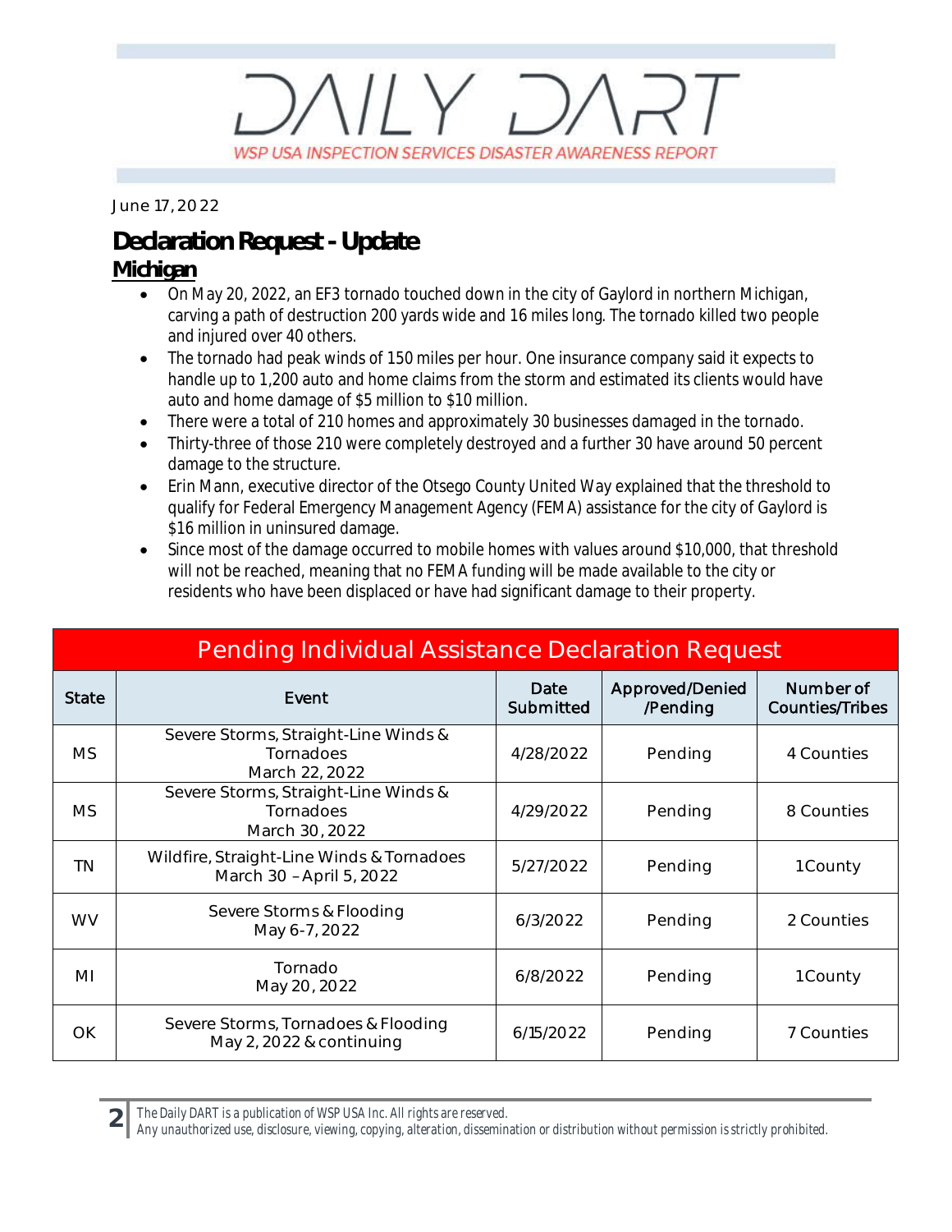June 17, 2022

# Declaration Request - Update

## Michigan

- On May 20, 2022, an EF3 tornado touched down in the city of Gaylord in northern Michigan, carving a path of destruction 200 yards wide and 16 miles long. The tornado killed two people and injured over 40 others.
- The tornado had peak winds of 150 miles per hour. One insurance company said it expects to handle up to 1,200 auto and home claims from the storm and estimated its clients would have auto and home damage of $5 million to $10 million.
- There were a total of 210 homes and approximately 30 businesses damaged in the tornado.
- Thirty-three of those 210 were completely destroyed and a further 30 have around 50 percent damage to the structure.
- Erin Mann, executive director of the Otsego County United Way explained that the threshold to qualify for Federal Emergency Management Agency (FEMA) assistance for the city of Gaylord is $16 million in uninsured damage.
- Since most of the damage occurred to mobile homes with values around $10,000, that threshold will not be reached, meaning that no FEMA funding will be made available to the city or residents who have been displaced or have had significant damage to their property.

| Pending Individual Assistance Declaration Request | | | | |
|---|---|---|---|---|
| State | Event | Date Submitted | Approved/Denied /Pending | Number of Counties/Tribes |
| MS | Severe Storms, Straight-Line Winds & Tornadoes March 22, 2022 | 4/28/2022 | Pending | 4 Counties |
| MS | Severe Storms, Straight-Line Winds & Tornadoes March 30, 2022 | 4/29/2022 | Pending | 8 Counties |
| TN | Wildfire, Straight-Line Winds & Tornadoes March 30 – April 5, 2022 | 5/27/2022 | Pending | 1 County |
| WV | Severe Storms & Flooding May 6-7, 2022 | 6/3/2022 | Pending | 2 Counties |
| MI | Tornado May 20, 2022 | 6/8/2022 | Pending | 1 County |
| OK | Severe Storms, Tornadoes & Flooding May 2, 2022 & continuing | 6/15/2022 | Pending | 7 Counties |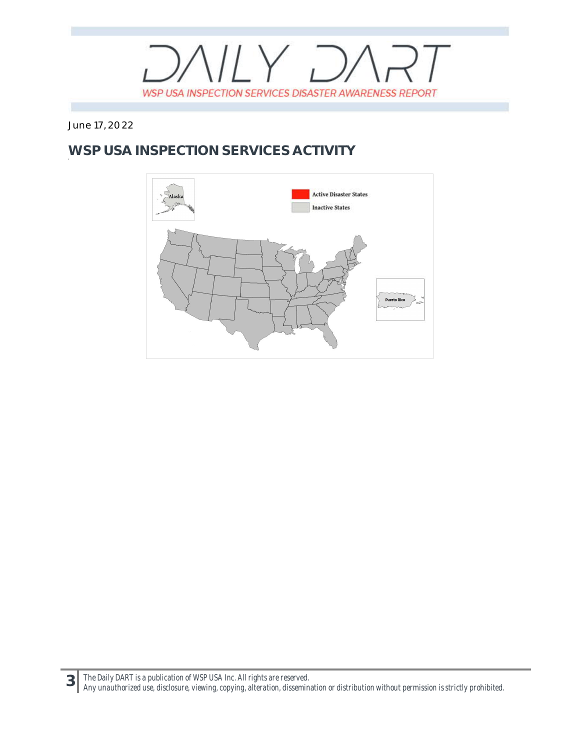# DAILY DART

WSP USA INSPECTION SERVICES DISASTER AWARENESS REPORT

June 17, 2022

## WSP USA INSPECTION SERVICES ACTIVITY

Alaska

Active Disaster States

Inactive States

Puerto Rico

The Daily DART is a publication of WSP USA Inc. All rights are reserved.
Any unauthorized use, disclosure, viewing, copying, alteration, dissemination or distribution without permission is strictly prohibited.